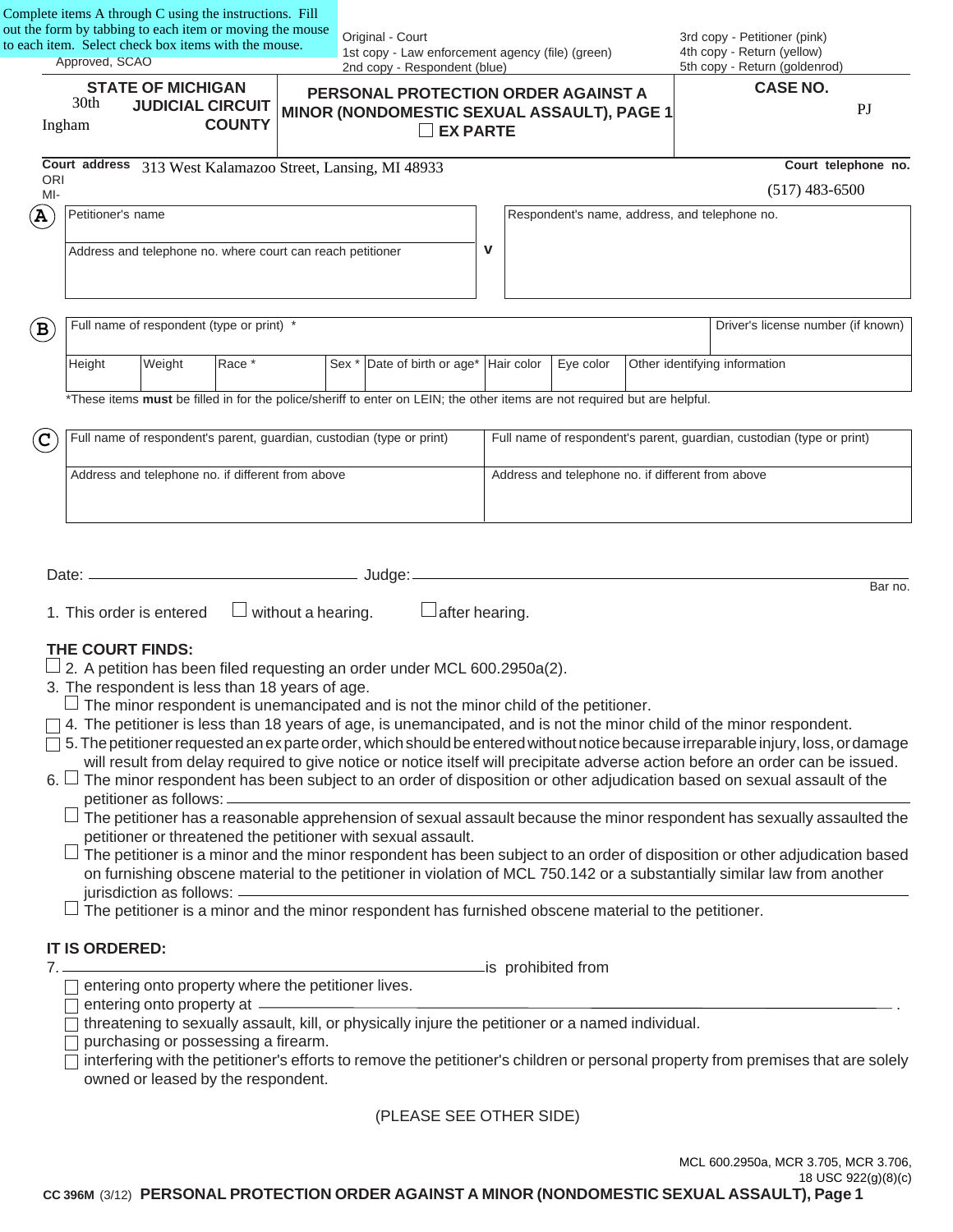Complete items A through C using the instructions. Fill out the form by tabbing to each item or moving the mouse to each item. Select check box items with the mouse.

Approved, SCAO

Original - Court
1st copy - Law enforcement agency (file) (green)
2nd copy - Respondent (blue)

3rd copy - Petitioner (pink)
4th copy - Return (yellow)
5th copy - Return (goldenrod)

| STATE OF MICHIGAN<br>30th JUDICIAL CIRCUIT<br>Ingham COUNTY | PERSONAL PROTECTION ORDER AGAINST A MINOR (NONDOMESTIC SEXUAL ASSAULT), PAGE 1<br>☐ EX PARTE | CASE NO.<br>PJ |
|---|---|---|

**Court address** 313 West Kalamazoo Street, Lansing, MI 48933 — **Court telephone no.** (517) 483-6500

ORI
MI-

**A**

| Petitioner's name | v | Respondent's name, address, and telephone no. |
|---|---|---|
| Address and telephone no. where court can reach petitioner | | |

**B**

| Full name of respondent (type or print) * | | | | | | | | Driver's license number (if known) |
|---|---|---|---|---|---|---|---|---|
| Height | Weight | Race * | Sex * | Date of birth or age* | Hair color | Eye color | Other identifying information | |

*These items **must** be filled in for the police/sheriff to enter on LEIN; the other items are not required but are helpful.

**C**

| Full name of respondent's parent, guardian, custodian (type or print) | Full name of respondent's parent, guardian, custodian (type or print) |
|---|---|
| Address and telephone no. if different from above | Address and telephone no. if different from above |

Date: ______________________ Judge: ______________________ Bar no.

1. This order is entered ☐ without a hearing. ☐ after hearing.

**THE COURT FINDS:**

☐ 2. A petition has been filed requesting an order under MCL 600.2950a(2).

3. The respondent is less than 18 years of age.
   ☐ The minor respondent is unemancipated and is not the minor child of the petitioner.

☐ 4. The petitioner is less than 18 years of age, is unemancipated, and is not the minor child of the minor respondent.

☐ 5. The petitioner requested an ex parte order, which should be entered without notice because irreparable injury, loss, or damage will result from delay required to give notice or notice itself will precipitate adverse action before an order can be issued.

6. ☐ The minor respondent has been subject to an order of disposition or other adjudication based on sexual assault of the petitioner as follows: ______________________
   ☐ The petitioner has a reasonable apprehension of sexual assault because the minor respondent has sexually assaulted the petitioner or threatened the petitioner with sexual assault.
   ☐ The petitioner is a minor and the minor respondent has been subject to an order of disposition or other adjudication based on furnishing obscene material to the petitioner in violation of MCL 750.142 or a substantially similar law from another jurisdiction as follows: ______________________
   ☐ The petitioner is a minor and the minor respondent has furnished obscene material to the petitioner.

**IT IS ORDERED:**

7. ______________________ is prohibited from
   ☐ entering onto property where the petitioner lives.
   ☐ entering onto property at ______________________ .
   ☐ threatening to sexually assault, kill, or physically injure the petitioner or a named individual.
   ☐ purchasing or possessing a firearm.
   ☐ interfering with the petitioner's efforts to remove the petitioner's children or personal property from premises that are solely owned or leased by the respondent.

(PLEASE SEE OTHER SIDE)

MCL 600.2950a, MCR 3.705, MCR 3.706, 18 USC 922(g)(8)(c)

CC 396M (3/12) **PERSONAL PROTECTION ORDER AGAINST A MINOR (NONDOMESTIC SEXUAL ASSAULT), Page 1**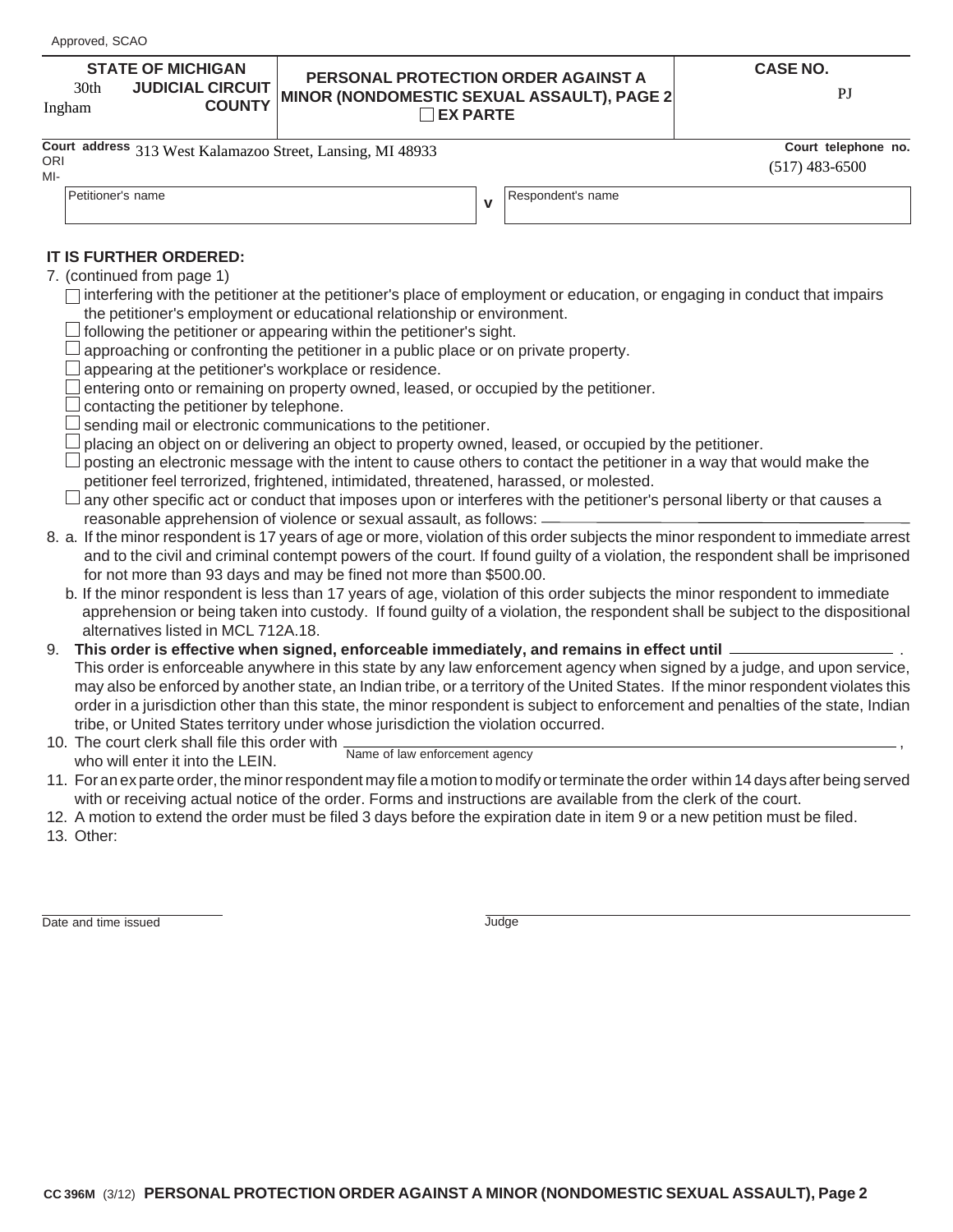Approved, SCAO

| STATE OF MICHIGAN 30th JUDICIAL CIRCUIT Ingham COUNTY | PERSONAL PROTECTION ORDER AGAINST A MINOR (NONDOMESTIC SEXUAL ASSAULT), PAGE 2 ☐ EX PARTE | CASE NO. PJ |
|---|---|---|

Court address 313 West Kalamazoo Street, Lansing, MI 48933 | Court telephone no. (517) 483-6500

ORI MI-

| Petitioner's name | v | Respondent's name |
|---|---|---|
| | | |

**IT IS FURTHER ORDERED:**

7. (continued from page 1)
   - ☐ interfering with the petitioner at the petitioner's place of employment or education, or engaging in conduct that impairs the petitioner's employment or educational relationship or environment.
   - ☐ following the petitioner or appearing within the petitioner's sight.
   - ☐ approaching or confronting the petitioner in a public place or on private property.
   - ☐ appearing at the petitioner's workplace or residence.
   - ☐ entering onto or remaining on property owned, leased, or occupied by the petitioner.
   - ☐ contacting the petitioner by telephone.
   - ☐ sending mail or electronic communications to the petitioner.
   - ☐ placing an object on or delivering an object to property owned, leased, or occupied by the petitioner.
   - ☐ posting an electronic message with the intent to cause others to contact the petitioner in a way that would make the petitioner feel terrorized, frightened, intimidated, threatened, harassed, or molested.
   - ☐ any other specific act or conduct that imposes upon or interferes with the petitioner's personal liberty or that causes a reasonable apprehension of violence or sexual assault, as follows: ______________________

8. a. If the minor respondent is 17 years of age or more, violation of this order subjects the minor respondent to immediate arrest and to the civil and criminal contempt powers of the court. If found guilty of a violation, the respondent shall be imprisoned for not more than 93 days and may be fined not more than $500.00.

   b. If the minor respondent is less than 17 years of age, violation of this order subjects the minor respondent to immediate apprehension or being taken into custody. If found guilty of a violation, the respondent shall be subject to the dispositional alternatives listed in MCL 712A.18.

9. **This order is effective when signed, enforceable immediately, and remains in effect until** ______________.
   This order is enforceable anywhere in this state by any law enforcement agency when signed by a judge, and upon service, may also be enforced by another state, an Indian tribe, or a territory of the United States. If the minor respondent violates this order in a jurisdiction other than this state, the minor respondent is subject to enforcement and penalties of the state, Indian tribe, or United States territory under whose jurisdiction the violation occurred.

10. The court clerk shall file this order with ______________________ (Name of law enforcement agency), who will enter it into the LEIN.

11. For an ex parte order, the minor respondent may file a motion to modify or terminate the order within 14 days after being served with or receiving actual notice of the order. Forms and instructions are available from the clerk of the court.

12. A motion to extend the order must be filed 3 days before the expiration date in item 9 or a new petition must be filed.

13. Other:

______________________ Date and time issued

______________________ Judge

CC 396M (3/12) **PERSONAL PROTECTION ORDER AGAINST A MINOR (NONDOMESTIC SEXUAL ASSAULT), Page 2**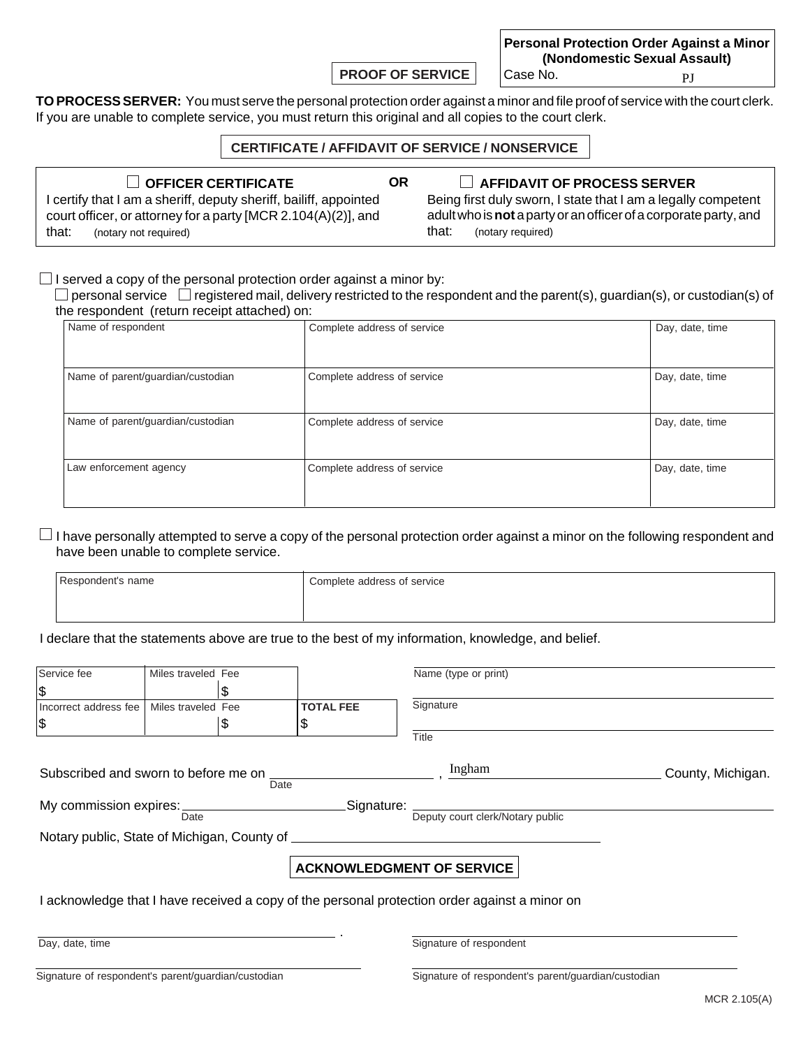**Personal Protection Order Against a Minor (Nondomestic Sexual Assault)**
Case No. PJ

**PROOF OF SERVICE**

**TO PROCESS SERVER:** You must serve the personal protection order against a minor and file proof of service with the court clerk. If you are unable to complete service, you must return this original and all copies to the court clerk.

**CERTIFICATE / AFFIDAVIT OF SERVICE / NONSERVICE**

| ☐ **OFFICER CERTIFICATE** | **OR** | ☐ **AFFIDAVIT OF PROCESS SERVER** |
|---|---|---|
| I certify that I am a sheriff, deputy sheriff, bailiff, appointed court officer, or attorney for a party [MCR 2.104(A)(2)], and that: (notary not required) | | Being first duly sworn, I state that I am a legally competent adult who is **not** a party or an officer of a corporate party, and that: (notary required) |

☐ I served a copy of the personal protection order against a minor by:
☐ personal service ☐ registered mail, delivery restricted to the respondent and the parent(s), guardian(s), or custodian(s) of the respondent (return receipt attached) on:

| Name of respondent | Complete address of service | Day, date, time |
|---|---|---|
| Name of parent/guardian/custodian | Complete address of service | Day, date, time |
| Name of parent/guardian/custodian | Complete address of service | Day, date, time |
| Law enforcement agency | Complete address of service | Day, date, time |

☐ I have personally attempted to serve a copy of the personal protection order against a minor on the following respondent and have been unable to complete service.

| Respondent's name | Complete address of service |
|---|---|
| | |

I declare that the statements above are true to the best of my information, knowledge, and belief.

| Service fee | Miles traveled | Fee | |
|---|---|---|---|
| $ | | $ | |
| Incorrect address fee | Miles traveled | Fee | **TOTAL FEE** |
| $ | | $ | $ |

Name (type or print)

Signature

Title

Subscribed and sworn to before me on ____________ (Date), Ingham County, Michigan.

My commission expires: ____________ (Date) Signature: ____________ (Deputy court clerk/Notary public)

Notary public, State of Michigan, County of ____________

**ACKNOWLEDGMENT OF SERVICE**

I acknowledge that I have received a copy of the personal protection order against a minor on

____________ (Day, date, time) .

____________ Signature of respondent

____________ Signature of respondent's parent/guardian/custodian

____________ Signature of respondent's parent/guardian/custodian

MCR 2.105(A)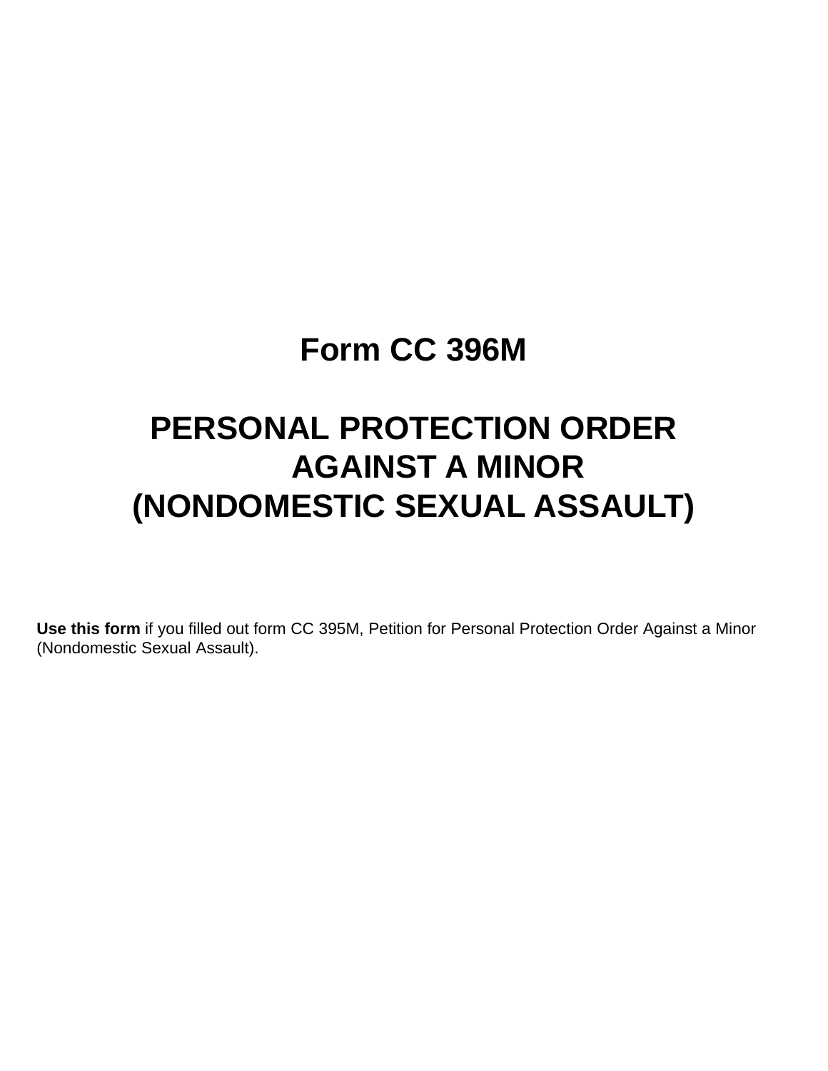# Form CC 396M

# PERSONAL PROTECTION ORDER AGAINST A MINOR (NONDOMESTIC SEXUAL ASSAULT)

**Use this form** if you filled out form CC 395M, Petition for Personal Protection Order Against a Minor (Nondomestic Sexual Assault).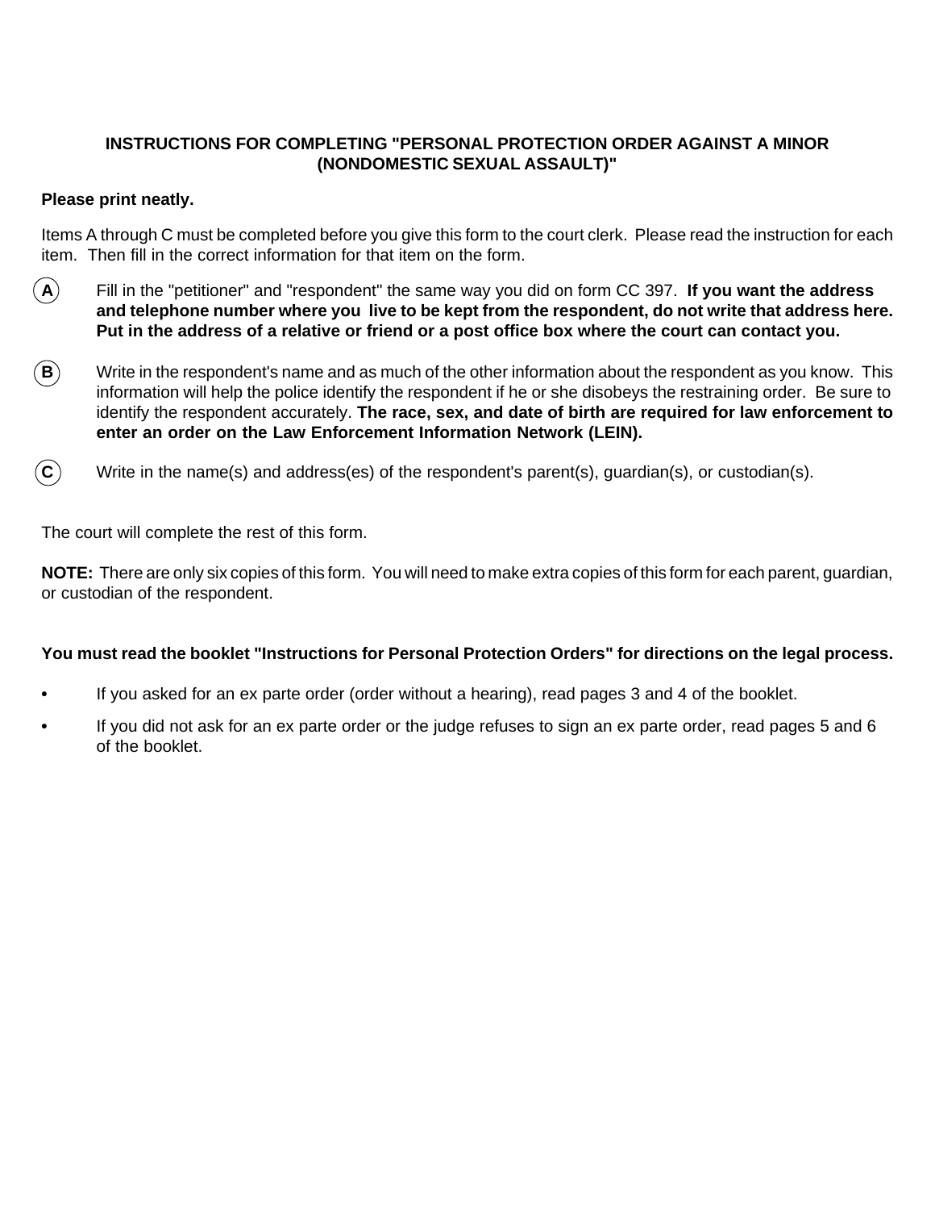## INSTRUCTIONS FOR COMPLETING "PERSONAL PROTECTION ORDER AGAINST A MINOR (NONDOMESTIC SEXUAL ASSAULT)"

**Please print neatly.**

Items A through C must be completed before you give this form to the court clerk. Please read the instruction for each item. Then fill in the correct information for that item on the form.

**A** Fill in the "petitioner" and "respondent" the same way you did on form CC 397. **If you want the address and telephone number where you live to be kept from the respondent, do not write that address here. Put in the address of a relative or friend or a post office box where the court can contact you.**

**B** Write in the respondent's name and as much of the other information about the respondent as you know. This information will help the police identify the respondent if he or she disobeys the restraining order. Be sure to identify the respondent accurately. **The race, sex, and date of birth are required for law enforcement to enter an order on the Law Enforcement Information Network (LEIN).**

**C** Write in the name(s) and address(es) of the respondent's parent(s), guardian(s), or custodian(s).

The court will complete the rest of this form.

**NOTE:** There are only six copies of this form. You will need to make extra copies of this form for each parent, guardian, or custodian of the respondent.

**You must read the booklet "Instructions for Personal Protection Orders" for directions on the legal process.**

- If you asked for an ex parte order (order without a hearing), read pages 3 and 4 of the booklet.
- If you did not ask for an ex parte order or the judge refuses to sign an ex parte order, read pages 5 and 6 of the booklet.